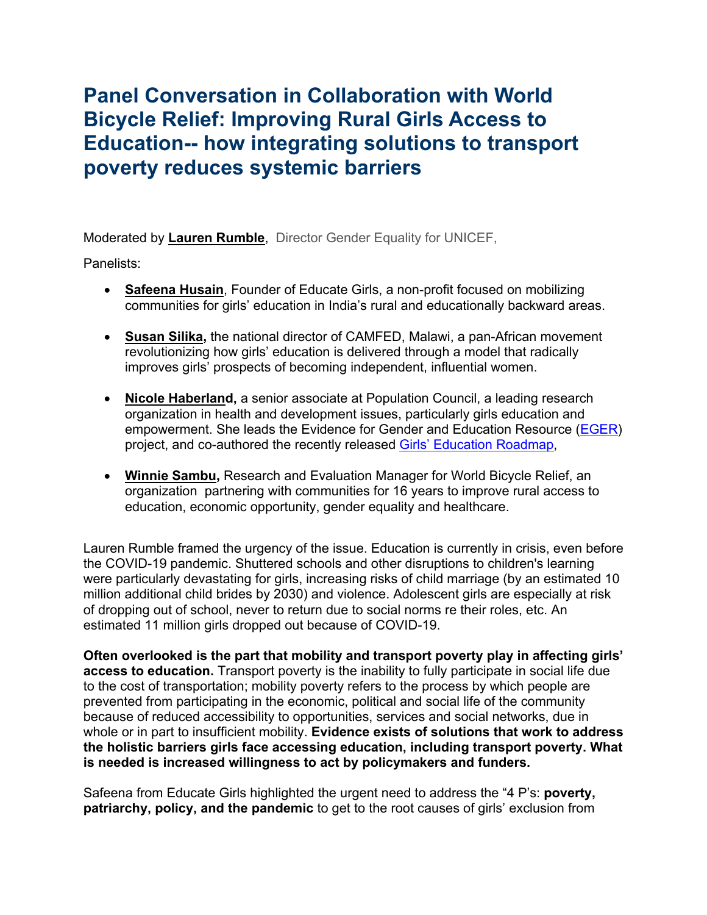# Panel Conversation in Collaboration with World Bicycle Relief: Improving Rural Girls Access to Education-- how integrating solutions to transport poverty reduces systemic barriers

Moderated by **Lauren Rumble**, Director Gender Equality for UNICEF,

Panelists:

- **Safeena Husain**, Founder of Educate Girls, a non-profit focused on mobilizing communities for girls' education in India's rural and educationally backward areas.
- **Susan Silika,** the national director of CAMFED, Malawi, a pan-African movement revolutionizing how girls' education is delivered through a model that radically improves girls' prospects of becoming independent, influential women.
- **Nicole Haberland,** a senior associate at Population Council, a leading research organization in health and development issues, particularly girls education and empowerment. She leads the Evidence for Gender and Education Resource (EGER) project, and co-authored the recently released Girls' Education Roadmap,
- **Winnie Sambu,** Research and Evaluation Manager for World Bicycle Relief, an organization partnering with communities for 16 years to improve rural access to education, economic opportunity, gender equality and healthcare.

Lauren Rumble framed the urgency of the issue. Education is currently in crisis, even before the COVID-19 pandemic. Shuttered schools and other disruptions to children's learning were particularly devastating for girls, increasing risks of child marriage (by an estimated 10 million additional child brides by 2030) and violence. Adolescent girls are especially at risk of dropping out of school, never to return due to social norms re their roles, etc. An estimated 11 million girls dropped out because of COVID-19.

**Often overlooked is the part that mobility and transport poverty play in affecting girls' access to education.** Transport poverty is the inability to fully participate in social life due to the cost of transportation; mobility poverty refers to the process by which people are prevented from participating in the economic, political and social life of the community because of reduced accessibility to opportunities, services and social networks, due in whole or in part to insufficient mobility. **Evidence exists of solutions that work to address the holistic barriers girls face accessing education, including transport poverty. What is needed is increased willingness to act by policymakers and funders.**

Safeena from Educate Girls highlighted the urgent need to address the "4 P's: **poverty, patriarchy, policy, and the pandemic** to get to the root causes of girls' exclusion from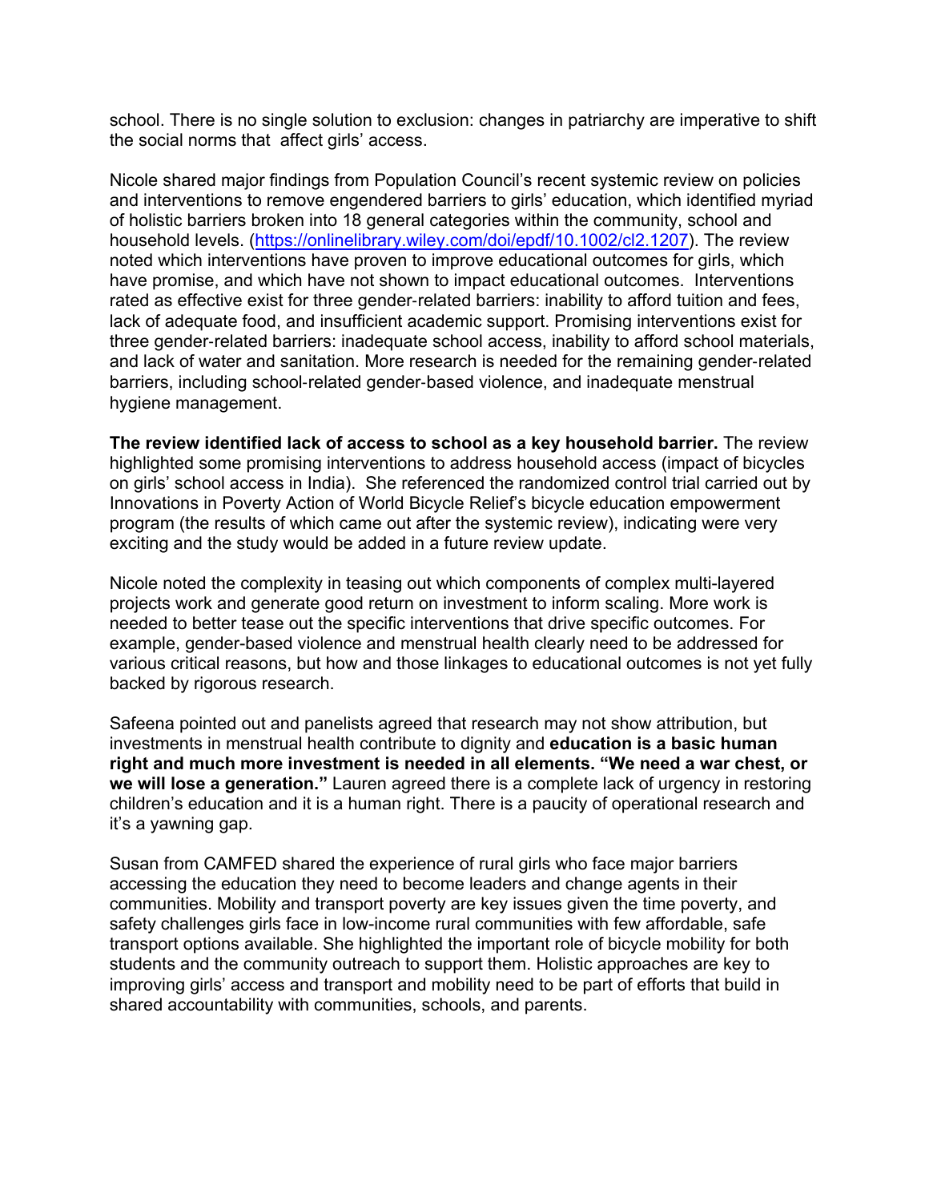school. There is no single solution to exclusion: changes in patriarchy are imperative to shift the social norms that affect girls' access.

Nicole shared major findings from Population Council's recent systemic review on policies and interventions to remove engendered barriers to girls' education, which identified myriad of holistic barriers broken into 18 general categories within the community, school and household levels. (https://onlinelibrary.wiley.com/doi/epdf/10.1002/cl2.1207). The review noted which interventions have proven to improve educational outcomes for girls, which have promise, and which have not shown to impact educational outcomes. Interventions rated as effective exist for three gender-related barriers: inability to afford tuition and fees, lack of adequate food, and insufficient academic support. Promising interventions exist for three gender-related barriers: inadequate school access, inability to afford school materials, and lack of water and sanitation. More research is needed for the remaining gender-related barriers, including school-related gender-based violence, and inadequate menstrual hygiene management.

**The review identified lack of access to school as a key household barrier.** The review highlighted some promising interventions to address household access (impact of bicycles on girls' school access in India). She referenced the randomized control trial carried out by Innovations in Poverty Action of World Bicycle Relief's bicycle education empowerment program (the results of which came out after the systemic review), indicating were very exciting and the study would be added in a future review update.

Nicole noted the complexity in teasing out which components of complex multi-layered projects work and generate good return on investment to inform scaling. More work is needed to better tease out the specific interventions that drive specific outcomes. For example, gender-based violence and menstrual health clearly need to be addressed for various critical reasons, but how and those linkages to educational outcomes is not yet fully backed by rigorous research.

Safeena pointed out and panelists agreed that research may not show attribution, but investments in menstrual health contribute to dignity and **education is a basic human right and much more investment is needed in all elements. "We need a war chest, or we will lose a generation."** Lauren agreed there is a complete lack of urgency in restoring children's education and it is a human right. There is a paucity of operational research and it's a yawning gap.

Susan from CAMFED shared the experience of rural girls who face major barriers accessing the education they need to become leaders and change agents in their communities. Mobility and transport poverty are key issues given the time poverty, and safety challenges girls face in low-income rural communities with few affordable, safe transport options available. She highlighted the important role of bicycle mobility for both students and the community outreach to support them. Holistic approaches are key to improving girls' access and transport and mobility need to be part of efforts that build in shared accountability with communities, schools, and parents.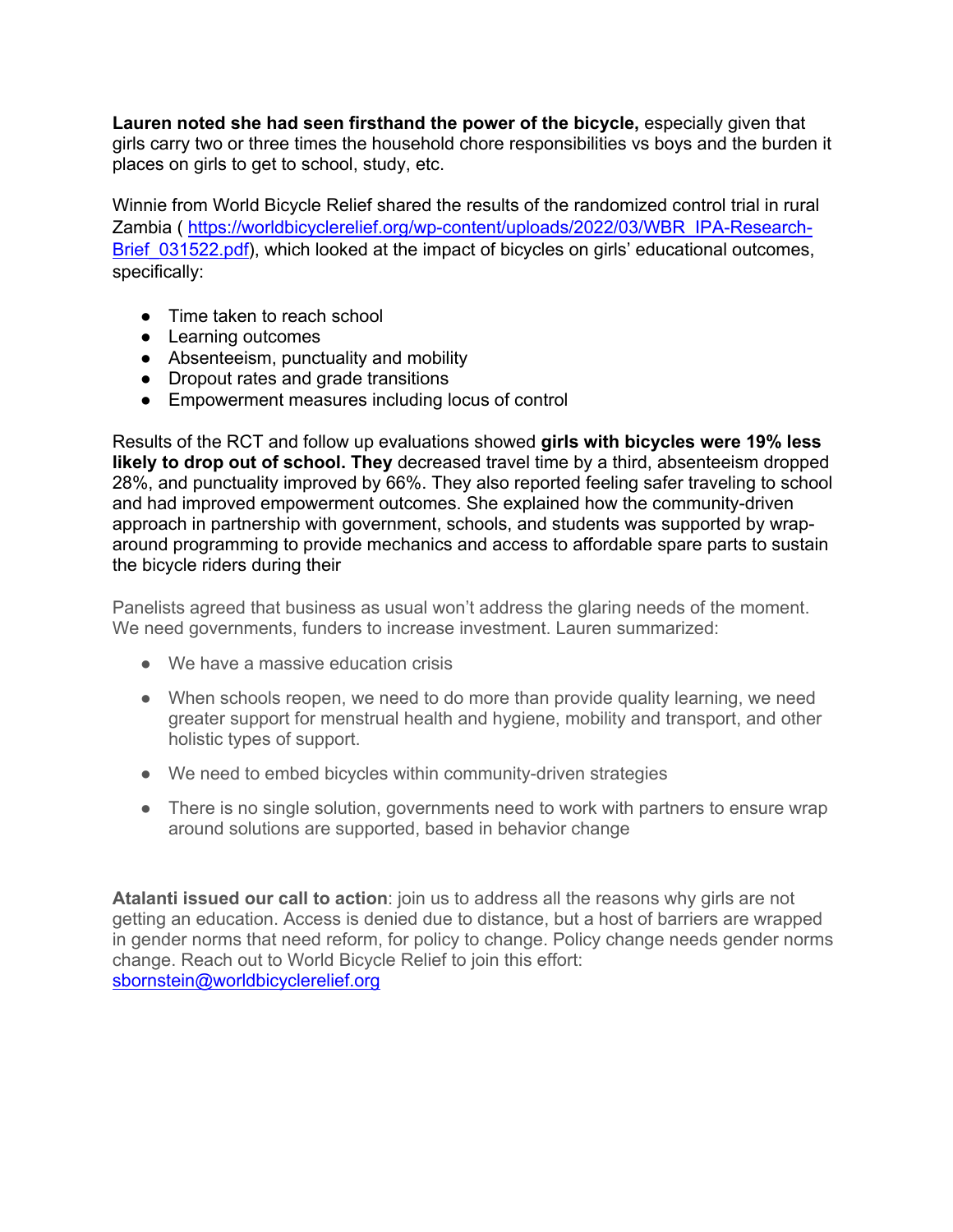**Lauren noted she had seen firsthand the power of the bicycle,** especially given that girls carry two or three times the household chore responsibilities vs boys and the burden it places on girls to get to school, study, etc.

Winnie from World Bicycle Relief shared the results of the randomized control trial in rural Zambia ( https://worldbicyclerelief.org/wp-content/uploads/2022/03/WBR_IPA-Research-Brief_031522.pdf), which looked at the impact of bicycles on girls' educational outcomes, specifically:

- Time taken to reach school
- Learning outcomes
- Absenteeism, punctuality and mobility
- Dropout rates and grade transitions
- Empowerment measures including locus of control

Results of the RCT and follow up evaluations showed **girls with bicycles were 19% less likely to drop out of school. They** decreased travel time by a third, absenteeism dropped 28%, and punctuality improved by 66%. They also reported feeling safer traveling to school and had improved empowerment outcomes. She explained how the community-driven approach in partnership with government, schools, and students was supported by wrap-around programming to provide mechanics and access to affordable spare parts to sustain the bicycle riders during their

Panelists agreed that business as usual won't address the glaring needs of the moment. We need governments, funders to increase investment. Lauren summarized:

- We have a massive education crisis
- When schools reopen, we need to do more than provide quality learning, we need greater support for menstrual health and hygiene, mobility and transport, and other holistic types of support.
- We need to embed bicycles within community-driven strategies
- There is no single solution, governments need to work with partners to ensure wrap around solutions are supported, based in behavior change

**Atalanti issued our call to action**: join us to address all the reasons why girls are not getting an education. Access is denied due to distance, but a host of barriers are wrapped in gender norms that need reform, for policy to change. Policy change needs gender norms change. Reach out to World Bicycle Relief to join this effort: sbornstein@worldbicyclerelief.org